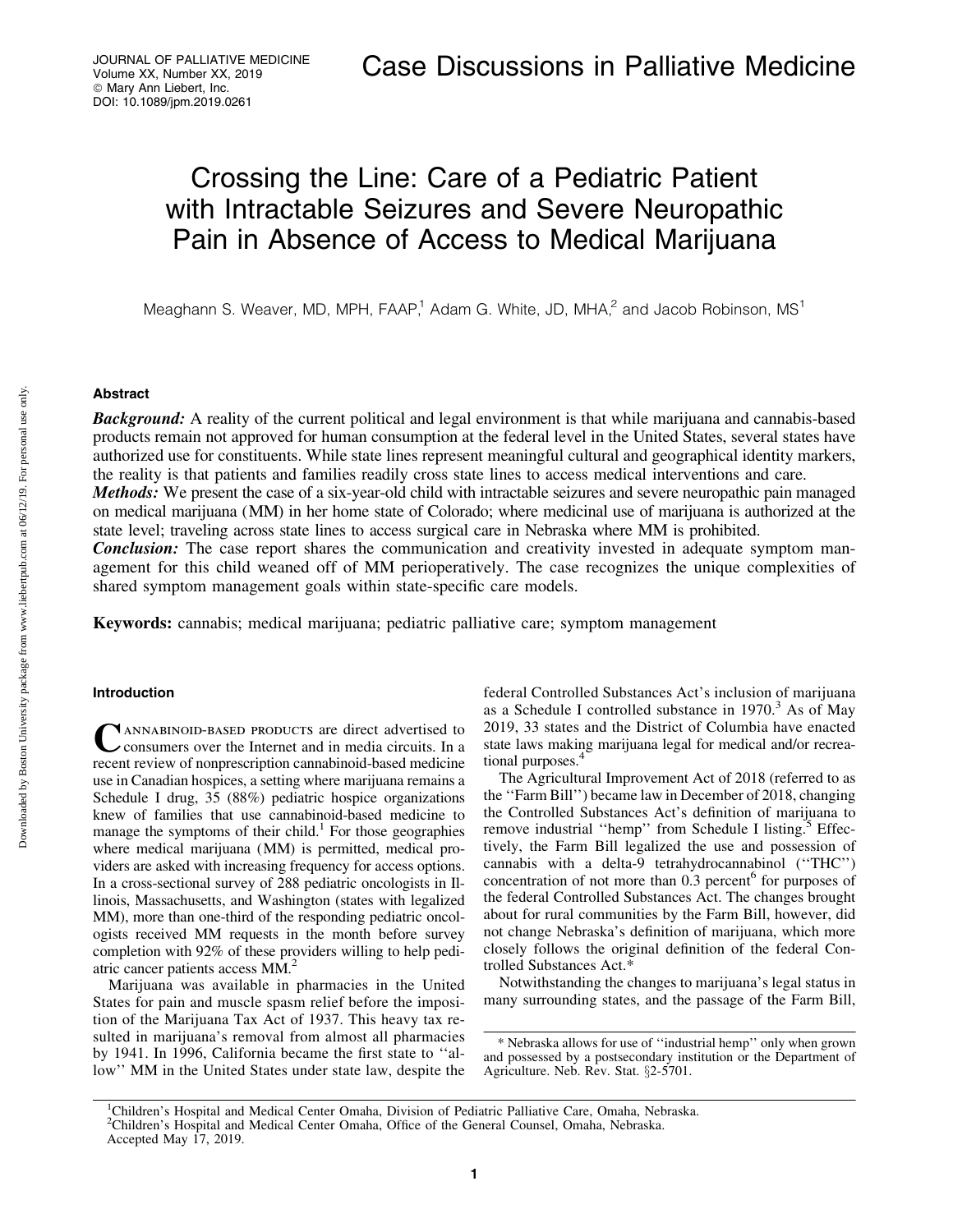# Crossing the Line: Care of a Pediatric Patient with Intractable Seizures and Severe Neuropathic Pain in Absence of Access to Medical Marijuana

Meaghann S. Weaver, MD, MPH, FAAP,[1] Adam G. White, JD, MHA,[2] and Jacob Robinson, MS[1]

## Abstract

***Background:*** A reality of the current political and legal environment is that while marijuana and cannabis-based products remain not approved for human consumption at the federal level in the United States, several states have authorized use for constituents. While state lines represent meaningful cultural and geographical identity markers, the reality is that patients and families readily cross state lines to access medical interventions and care.

***Methods:*** We present the case of a six-year-old child with intractable seizures and severe neuropathic pain managed on medical marijuana (MM) in her home state of Colorado; where medicinal use of marijuana is authorized at the state level; traveling across state lines to access surgical care in Nebraska where MM is prohibited.

***Conclusion:*** The case report shares the communication and creativity invested in adequate symptom management for this child weaned off of MM perioperatively. The case recognizes the unique complexities of shared symptom management goals within state-specific care models.

**Keywords:** cannabis; medical marijuana; pediatric palliative care; symptom management

## Introduction

Cannabinoid-based products are direct advertised to consumers over the Internet and in media circuits. In a recent review of nonprescription cannabinoid-based medicine use in Canadian hospices, a setting where marijuana remains a Schedule I drug, 35 (88%) pediatric hospice organizations knew of families that use cannabinoid-based medicine to manage the symptoms of their child.[1] For those geographies where medical marijuana (MM) is permitted, medical providers are asked with increasing frequency for access options. In a cross-sectional survey of 288 pediatric oncologists in Illinois, Massachusetts, and Washington (states with legalized MM), more than one-third of the responding pediatric oncologists received MM requests in the month before survey completion with 92% of these providers willing to help pediatric cancer patients access MM.[2]

Marijuana was available in pharmacies in the United States for pain and muscle spasm relief before the imposition of the Marijuana Tax Act of 1937. This heavy tax resulted in marijuana's removal from almost all pharmacies by 1941. In 1996, California became the first state to ''allow'' MM in the United States under state law, despite the federal Controlled Substances Act's inclusion of marijuana as a Schedule I controlled substance in 1970.[3] As of May 2019, 33 states and the District of Columbia have enacted state laws making marijuana legal for medical and/or recreational purposes.[4]

The Agricultural Improvement Act of 2018 (referred to as the ''Farm Bill'') became law in December of 2018, changing the Controlled Substances Act's definition of marijuana to remove industrial ''hemp'' from Schedule I listing.[5] Effectively, the Farm Bill legalized the use and possession of cannabis with a delta-9 tetrahydrocannabinol (''THC'') concentration of not more than 0.3 percent[6] for purposes of the federal Controlled Substances Act. The changes brought about for rural communities by the Farm Bill, however, did not change Nebraska's definition of marijuana, which more closely follows the original definition of the federal Controlled Substances Act.*

Notwithstanding the changes to marijuana's legal status in many surrounding states, and the passage of the Farm Bill,

\* Nebraska allows for use of ''industrial hemp'' only when grown and possessed by a postsecondary institution or the Department of Agriculture. Neb. Rev. Stat. §2-5701.

[1]Children's Hospital and Medical Center Omaha, Division of Pediatric Palliative Care, Omaha, Nebraska.
[2]Children's Hospital and Medical Center Omaha, Office of the General Counsel, Omaha, Nebraska.
Accepted May 17, 2019.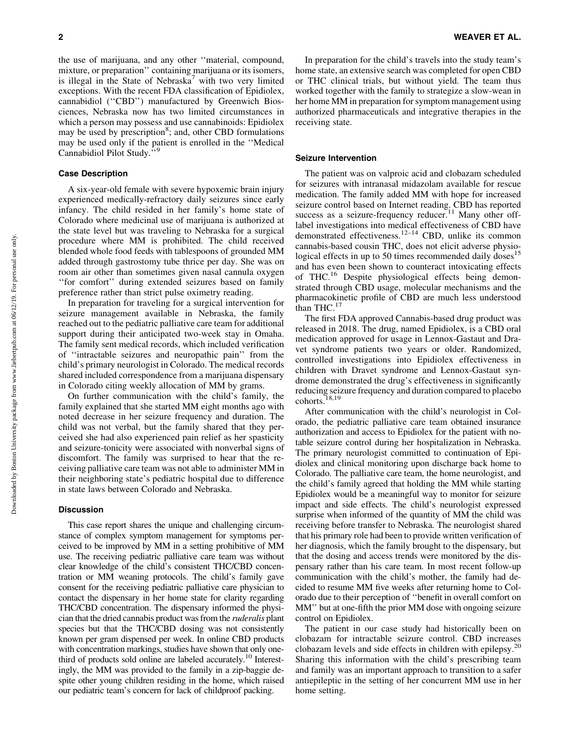the use of marijuana, and any other ''material, compound, mixture, or preparation'' containing marijuana or its isomers, is illegal in the State of Nebraska[7] with two very limited exceptions. With the recent FDA classification of Epidiolex, cannabidiol (''CBD'') manufactured by Greenwich Biosciences, Nebraska now has two limited circumstances in which a person may possess and use cannabinoids: Epidiolex may be used by prescription[8]; and, other CBD formulations may be used only if the patient is enrolled in the ''Medical Cannabidiol Pilot Study.''[9]

### Case Description

A six-year-old female with severe hypoxemic brain injury experienced medically-refractory daily seizures since early infancy. The child resided in her family's home state of Colorado where medicinal use of marijuana is authorized at the state level but was traveling to Nebraska for a surgical procedure where MM is prohibited. The child received blended whole food feeds with tablespoons of grounded MM added through gastrostomy tube thrice per day. She was on room air other than sometimes given nasal cannula oxygen ''for comfort'' during extended seizures based on family preference rather than strict pulse oximetry reading.

In preparation for traveling for a surgical intervention for seizure management available in Nebraska, the family reached out to the pediatric palliative care team for additional support during their anticipated two-week stay in Omaha. The family sent medical records, which included verification of ''intractable seizures and neuropathic pain'' from the child's primary neurologist in Colorado. The medical records shared included correspondence from a marijuana dispensary in Colorado citing weekly allocation of MM by grams.

On further communication with the child's family, the family explained that she started MM eight months ago with noted decrease in her seizure frequency and duration. The child was not verbal, but the family shared that they perceived she had also experienced pain relief as her spasticity and seizure-tonicity were associated with nonverbal signs of discomfort. The family was surprised to hear that the receiving palliative care team was not able to administer MM in their neighboring state's pediatric hospital due to difference in state laws between Colorado and Nebraska.

### Discussion

This case report shares the unique and challenging circumstance of complex symptom management for symptoms perceived to be improved by MM use in a setting prohibitive of MM use. The receiving pediatric palliative care team was without clear knowledge of the child's consistent THC/CBD concentration or MM weaning protocols. The child's family gave consent for the receiving pediatric palliative care physician to contact the dispensary in her home state for clarity regarding THC/CBD concentration. The dispensary informed the physician that the dried cannabis product was from the *ruderalis* plant species but that the THC/CBD dosing was not consistently known per gram dispensed per week. In online CBD products with concentration markings, studies have shown that only one-third of products sold online are labeled accurately.[10] Interestingly, the MM was provided to the family in a zip-baggie despite other young children residing in the home, which raised our pediatric team's concern for lack of childproof packing.

In preparation for the child's travels into the study team's home state, an extensive search was completed for open CBD or THC clinical trials, but without yield. The team thus worked together with the family to strategize a slow-wean in her home MM in preparation for symptom management using authorized pharmaceuticals and integrative therapies in the receiving state.

### Seizure Intervention

The patient was on valproic acid and clobazam scheduled for seizures with intranasal midazolam available for rescue medication. The family added MM with hope for increased seizure control based on Internet reading. CBD has reported success as a seizure-frequency reducer.[11] Many other off-label investigations into medical effectiveness of CBD have demonstrated effectiveness.[12–14] CBD, unlike its common cannabis-based cousin THC, does not elicit adverse physiological effects in up to 50 times recommended daily doses[15] and has even been shown to counteract intoxicating effects of THC.[16] Despite physiological effects being demonstrated through CBD usage, molecular mechanisms and the pharmacokinetic profile of CBD are much less understood than THC.[17]

The first FDA approved Cannabis-based drug product was released in 2018. The drug, named Epidiolex, is a CBD oral medication approved for usage in Lennox-Gastaut and Dravet syndrome patients two years or older. Randomized, controlled investigations into Epidiolex effectiveness in children with Dravet syndrome and Lennox-Gastaut syndrome demonstrated the drug's effectiveness in significantly reducing seizure frequency and duration compared to placebo cohorts.[18,19]

After communication with the child's neurologist in Colorado, the pediatric palliative care team obtained insurance authorization and access to Epidiolex for the patient with notable seizure control during her hospitalization in Nebraska. The primary neurologist committed to continuation of Epidiolex and clinical monitoring upon discharge back home to Colorado. The palliative care team, the home neurologist, and the child's family agreed that holding the MM while starting Epidiolex would be a meaningful way to monitor for seizure impact and side effects. The child's neurologist expressed surprise when informed of the quantity of MM the child was receiving before transfer to Nebraska. The neurologist shared that his primary role had been to provide written verification of her diagnosis, which the family brought to the dispensary, but that the dosing and access trends were monitored by the dispensary rather than his care team. In most recent follow-up communication with the child's mother, the family had decided to resume MM five weeks after returning home to Colorado due to their perception of ''benefit in overall comfort on MM'' but at one-fifth the prior MM dose with ongoing seizure control on Epidiolex.

The patient in our case study had historically been on clobazam for intractable seizure control. CBD increases clobazam levels and side effects in children with epilepsy.[20] Sharing this information with the child's prescribing team and family was an important approach to transition to a safer antiepileptic in the setting of her concurrent MM use in her home setting.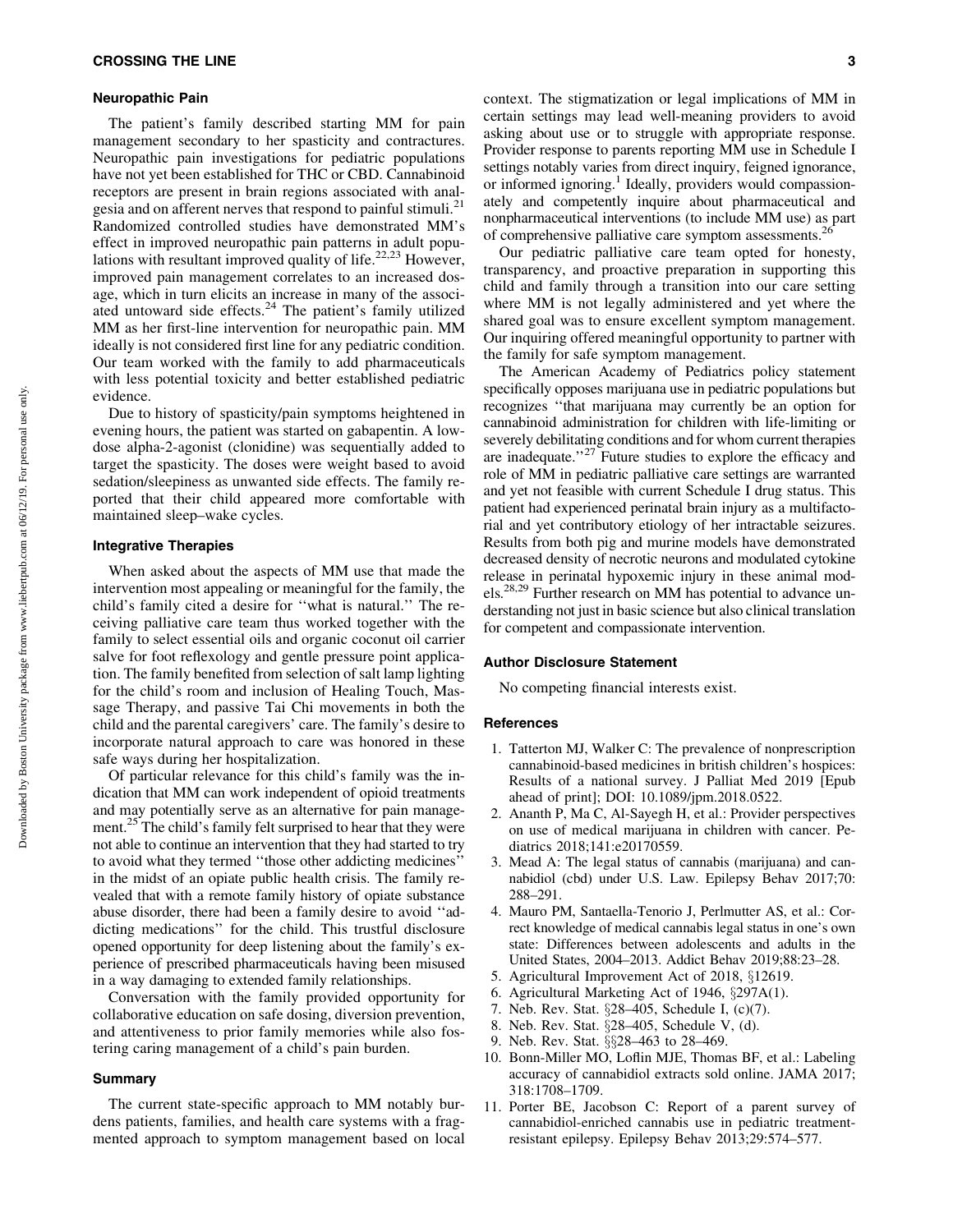### Neuropathic Pain

The patient's family described starting MM for pain management secondary to her spasticity and contractures. Neuropathic pain investigations for pediatric populations have not yet been established for THC or CBD. Cannabinoid receptors are present in brain regions associated with analgesia and on afferent nerves that respond to painful stimuli.[21] Randomized controlled studies have demonstrated MM's effect in improved neuropathic pain patterns in adult populations with resultant improved quality of life.[22,23] However, improved pain management correlates to an increased dosage, which in turn elicits an increase in many of the associated untoward side effects.[24] The patient's family utilized MM as her first-line intervention for neuropathic pain. MM ideally is not considered first line for any pediatric condition. Our team worked with the family to add pharmaceuticals with less potential toxicity and better established pediatric evidence.

Due to history of spasticity/pain symptoms heightened in evening hours, the patient was started on gabapentin. A low-dose alpha-2-agonist (clonidine) was sequentially added to target the spasticity. The doses were weight based to avoid sedation/sleepiness as unwanted side effects. The family reported that their child appeared more comfortable with maintained sleep–wake cycles.

### Integrative Therapies

When asked about the aspects of MM use that made the intervention most appealing or meaningful for the family, the child's family cited a desire for ''what is natural.'' The receiving palliative care team thus worked together with the family to select essential oils and organic coconut oil carrier salve for foot reflexology and gentle pressure point application. The family benefited from selection of salt lamp lighting for the child's room and inclusion of Healing Touch, Massage Therapy, and passive Tai Chi movements in both the child and the parental caregivers' care. The family's desire to incorporate natural approach to care was honored in these safe ways during her hospitalization.

Of particular relevance for this child's family was the indication that MM can work independent of opioid treatments and may potentially serve as an alternative for pain management.[25] The child's family felt surprised to hear that they were not able to continue an intervention that they had started to try to avoid what they termed ''those other addicting medicines'' in the midst of an opiate public health crisis. The family revealed that with a remote family history of opiate substance abuse disorder, there had been a family desire to avoid ''addicting medications'' for the child. This trustful disclosure opened opportunity for deep listening about the family's experience of prescribed pharmaceuticals having been misused in a way damaging to extended family relationships.

Conversation with the family provided opportunity for collaborative education on safe dosing, diversion prevention, and attentiveness to prior family memories while also fostering caring management of a child's pain burden.

### Summary

The current state-specific approach to MM notably burdens patients, families, and health care systems with a fragmented approach to symptom management based on local context. The stigmatization or legal implications of MM in certain settings may lead well-meaning providers to avoid asking about use or to struggle with appropriate response. Provider response to parents reporting MM use in Schedule I settings notably varies from direct inquiry, feigned ignorance, or informed ignoring.[1] Ideally, providers would compassionately and competently inquire about pharmaceutical and nonpharmaceutical interventions (to include MM use) as part of comprehensive palliative care symptom assessments.[26]

Our pediatric palliative care team opted for honesty, transparency, and proactive preparation in supporting this child and family through a transition into our care setting where MM is not legally administered and yet where the shared goal was to ensure excellent symptom management. Our inquiring offered meaningful opportunity to partner with the family for safe symptom management.

The American Academy of Pediatrics policy statement specifically opposes marijuana use in pediatric populations but recognizes ''that marijuana may currently be an option for cannabinoid administration for children with life-limiting or severely debilitating conditions and for whom current therapies are inadequate.''[27] Future studies to explore the efficacy and role of MM in pediatric palliative care settings are warranted and yet not feasible with current Schedule I drug status. This patient had experienced perinatal brain injury as a multifactorial and yet contributory etiology of her intractable seizures. Results from both pig and murine models have demonstrated decreased density of necrotic neurons and modulated cytokine release in perinatal hypoxemic injury in these animal models.[28,29] Further research on MM has potential to advance understanding not just in basic science but also clinical translation for competent and compassionate intervention.

### Author Disclosure Statement

No competing financial interests exist.

### References

1. Tatterton MJ, Walker C: The prevalence of nonprescription cannabinoid-based medicines in british children's hospices: Results of a national survey. J Palliat Med 2019 [Epub ahead of print]; DOI: 10.1089/jpm.2018.0522.
2. Ananth P, Ma C, Al-Sayegh H, et al.: Provider perspectives on use of medical marijuana in children with cancer. Pediatrics 2018;141:e20170559.
3. Mead A: The legal status of cannabis (marijuana) and cannabidiol (cbd) under U.S. Law. Epilepsy Behav 2017;70: 288–291.
4. Mauro PM, Santaella-Tenorio J, Perlmutter AS, et al.: Correct knowledge of medical cannabis legal status in one's own state: Differences between adolescents and adults in the United States, 2004–2013. Addict Behav 2019;88:23–28.
5. Agricultural Improvement Act of 2018, §12619.
6. Agricultural Marketing Act of 1946, §297A(1).
7. Neb. Rev. Stat. §28–405, Schedule I, (c)(7).
8. Neb. Rev. Stat. §28–405, Schedule V, (d).
9. Neb. Rev. Stat. §§28–463 to 28–469.
10. Bonn-Miller MO, Loflin MJE, Thomas BF, et al.: Labeling accuracy of cannabidiol extracts sold online. JAMA 2017; 318:1708–1709.
11. Porter BE, Jacobson C: Report of a parent survey of cannabidiol-enriched cannabis use in pediatric treatment-resistant epilepsy. Epilepsy Behav 2013;29:574–577.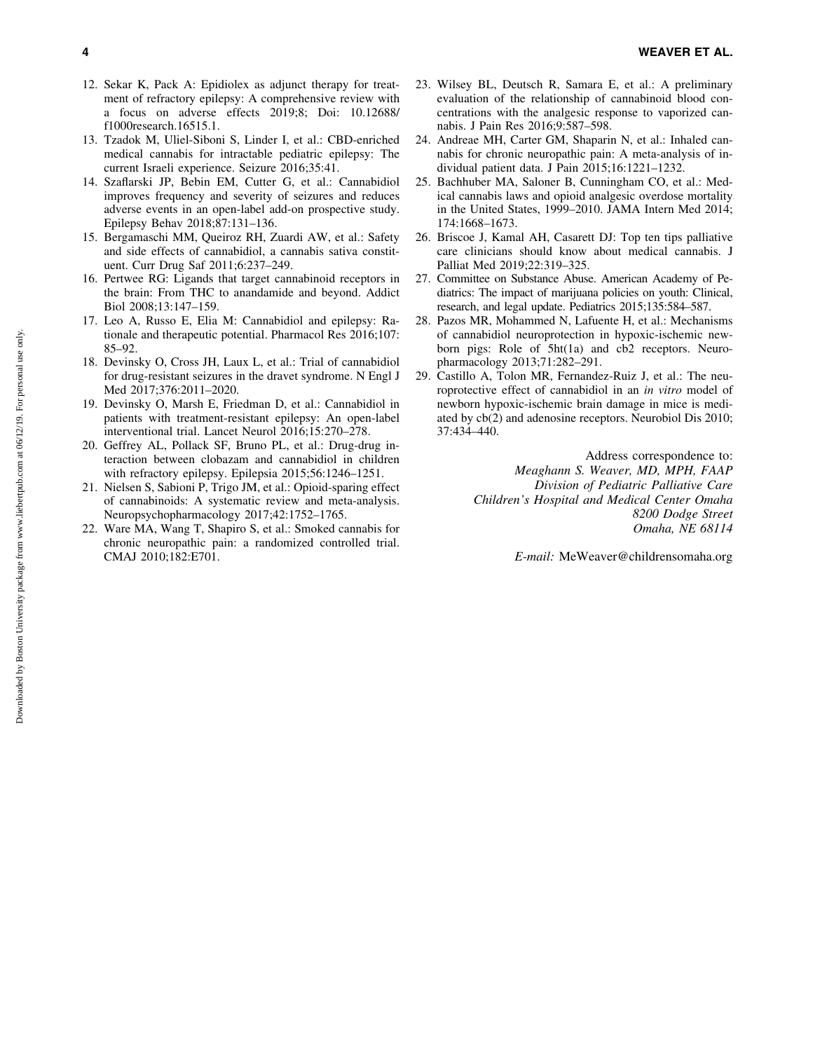12. Sekar K, Pack A: Epidiolex as adjunct therapy for treatment of refractory epilepsy: A comprehensive review with a focus on adverse effects 2019;8; Doi: 10.12688/f1000research.16515.1.
13. Tzadok M, Uliel-Siboni S, Linder I, et al.: CBD-enriched medical cannabis for intractable pediatric epilepsy: The current Israeli experience. Seizure 2016;35:41.
14. Szaflarski JP, Bebin EM, Cutter G, et al.: Cannabidiol improves frequency and severity of seizures and reduces adverse events in an open-label add-on prospective study. Epilepsy Behav 2018;87:131–136.
15. Bergamaschi MM, Queiroz RH, Zuardi AW, et al.: Safety and side effects of cannabidiol, a cannabis sativa constituent. Curr Drug Saf 2011;6:237–249.
16. Pertwee RG: Ligands that target cannabinoid receptors in the brain: From THC to anandamide and beyond. Addict Biol 2008;13:147–159.
17. Leo A, Russo E, Elia M: Cannabidiol and epilepsy: Rationale and therapeutic potential. Pharmacol Res 2016;107:85–92.
18. Devinsky O, Cross JH, Laux L, et al.: Trial of cannabidiol for drug-resistant seizures in the dravet syndrome. N Engl J Med 2017;376:2011–2020.
19. Devinsky O, Marsh E, Friedman D, et al.: Cannabidiol in patients with treatment-resistant epilepsy: An open-label interventional trial. Lancet Neurol 2016;15:270–278.
20. Geffrey AL, Pollack SF, Bruno PL, et al.: Drug-drug interaction between clobazam and cannabidiol in children with refractory epilepsy. Epilepsia 2015;56:1246–1251.
21. Nielsen S, Sabioni P, Trigo JM, et al.: Opioid-sparing effect of cannabinoids: A systematic review and meta-analysis. Neuropsychopharmacology 2017;42:1752–1765.
22. Ware MA, Wang T, Shapiro S, et al.: Smoked cannabis for chronic neuropathic pain: a randomized controlled trial. CMAJ 2010;182:E701.
23. Wilsey BL, Deutsch R, Samara E, et al.: A preliminary evaluation of the relationship of cannabinoid blood concentrations with the analgesic response to vaporized cannabis. J Pain Res 2016;9:587–598.
24. Andreae MH, Carter GM, Shaparin N, et al.: Inhaled cannabis for chronic neuropathic pain: A meta-analysis of individual patient data. J Pain 2015;16:1221–1232.
25. Bachhuber MA, Saloner B, Cunningham CO, et al.: Medical cannabis laws and opioid analgesic overdose mortality in the United States, 1999–2010. JAMA Intern Med 2014;174:1668–1673.
26. Briscoe J, Kamal AH, Casarett DJ: Top ten tips palliative care clinicians should know about medical cannabis. J Palliat Med 2019;22:319–325.
27. Committee on Substance Abuse. American Academy of Pediatrics: The impact of marijuana policies on youth: Clinical, research, and legal update. Pediatrics 2015;135:584–587.
28. Pazos MR, Mohammed N, Lafuente H, et al.: Mechanisms of cannabidiol neuroprotection in hypoxic-ischemic newborn pigs: Role of 5ht(1a) and cb2 receptors. Neuropharmacology 2013;71:282–291.
29. Castillo A, Tolon MR, Fernandez-Ruiz J, et al.: The neuroprotective effect of cannabidiol in an *in vitro* model of newborn hypoxic-ischemic brain damage in mice is mediated by cb(2) and adenosine receptors. Neurobiol Dis 2010;37:434–440.

Address correspondence to:
*Meaghann S. Weaver, MD, MPH, FAAP*
*Division of Pediatric Palliative Care*
*Children's Hospital and Medical Center Omaha*
*8200 Dodge Street*
*Omaha, NE 68114*

*E-mail:* MeWeaver@childrensomaha.org